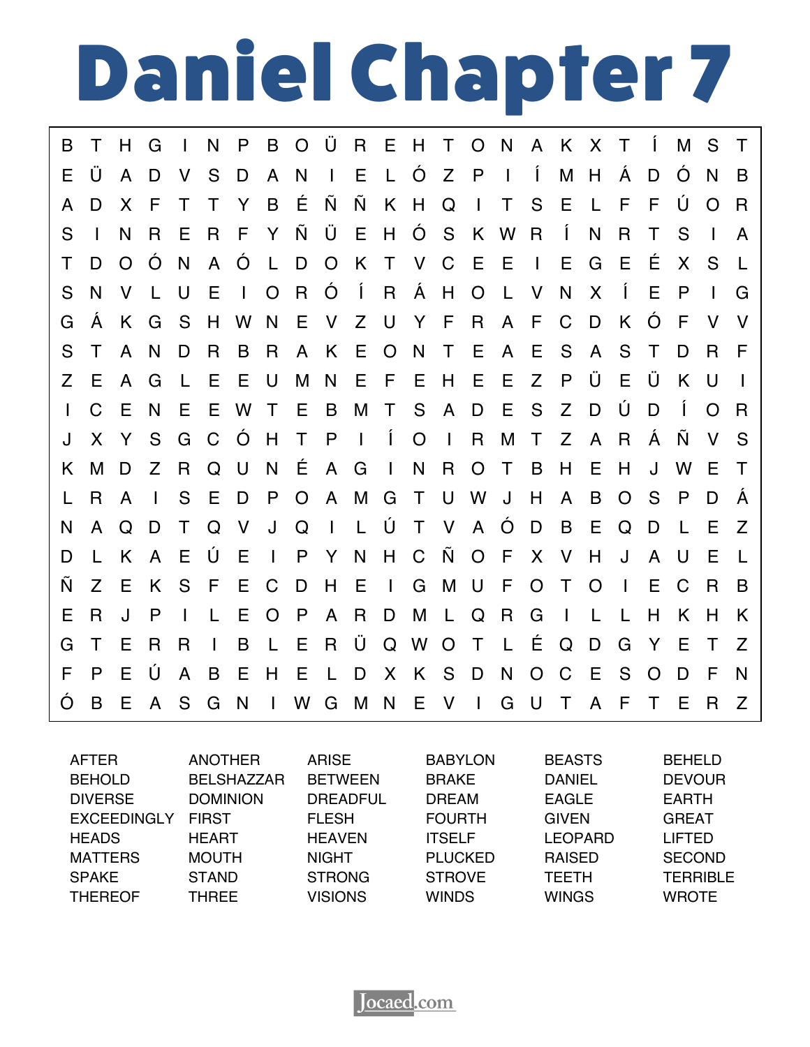# Daniel Chapter 7

| | | | | | | | | | | | | | | | | | | | | | | | |
|---|---|---|---|---|---|---|---|---|---|---|---|---|---|---|---|---|---|---|---|---|---|---|---|
| B | T | H | G | I | N | P | B | O | Ü | R | E | H | T | O | N | A | K | X | T | Í | M | S | T |
| E | Ü | A | D | V | S | D | A | N | I | E | L | Ó | Z | P | I | Í | M | H | Á | D | Ó | N | B |
| A | D | X | F | T | T | Y | B | É | Ñ | Ñ | K | H | Q | I | T | S | E | L | F | F | Ú | O | R |
| S | I | N | R | E | R | F | Y | Ñ | Ü | E | H | Ó | S | K | W | R | Í | N | R | T | S | I | A |
| T | D | O | Ó | N | A | Ó | L | D | O | K | T | V | C | E | E | I | E | G | E | É | X | S | L |
| S | N | V | L | U | E | I | O | R | Ó | Í | R | Á | H | O | L | V | N | X | Í | E | P | I | G |
| G | Á | K | G | S | H | W | N | E | V | Z | U | Y | F | R | A | F | C | D | K | Ó | F | V | V |
| S | T | A | N | D | R | B | R | A | K | E | O | N | T | E | A | E | S | A | S | T | D | R | F |
| Z | E | A | G | L | E | E | U | M | N | E | F | E | H | E | E | Z | P | Ü | E | Ü | K | U | I |
| I | C | E | N | E | E | W | T | E | B | M | T | S | A | D | E | S | Z | D | Ú | D | Í | O | R |
| J | X | Y | S | G | C | Ó | H | T | P | I | Í | O | I | R | M | T | Z | A | R | Á | Ñ | V | S |
| K | M | D | Z | R | Q | U | N | É | A | G | I | N | R | O | T | B | H | E | H | J | W | E | T |
| L | R | A | I | S | E | D | P | O | A | M | G | T | U | W | J | H | A | B | O | S | P | D | Á |
| N | A | Q | D | T | Q | V | J | Q | I | L | Ú | T | V | A | Ó | D | B | E | Q | D | L | E | Z |
| D | L | K | A | E | Ú | E | I | P | Y | N | H | C | Ñ | O | F | X | V | H | J | A | U | E | L |
| Ñ | Z | E | K | S | F | E | C | D | H | E | I | G | M | U | F | O | T | O | I | E | C | R | B |
| E | R | J | P | I | L | E | O | P | A | R | D | M | L | Q | R | G | I | L | L | H | K | H | K |
| G | T | E | R | R | I | B | L | E | R | Ü | Q | W | O | T | L | É | Q | D | G | Y | E | T | Z |
| F | P | E | Ú | A | B | E | H | E | L | D | X | K | S | D | N | O | C | E | S | O | D | F | N |
| Ó | B | E | A | S | G | N | I | W | G | M | N | E | V | I | G | U | T | A | F | T | E | R | Z |

| | | | | | |
|---|---|---|---|---|---|
| AFTER | ANOTHER | ARISE | BABYLON | BEASTS | BEHELD |
| BEHOLD | BELSHAZZAR | BETWEEN | BRAKE | DANIEL | DEVOUR |
| DIVERSE | DOMINION | DREADFUL | DREAM | EAGLE | EARTH |
| EXCEEDINGLY | FIRST | FLESH | FOURTH | GIVEN | GREAT |
| HEADS | HEART | HEAVEN | ITSELF | LEOPARD | LIFTED |
| MATTERS | MOUTH | NIGHT | PLUCKED | RAISED | SECOND |
| SPAKE | STAND | STRONG | STROVE | TEETH | TERRIBLE |
| THEREOF | THREE | VISIONS | WINDS | WINGS | WROTE |

Jocaed.com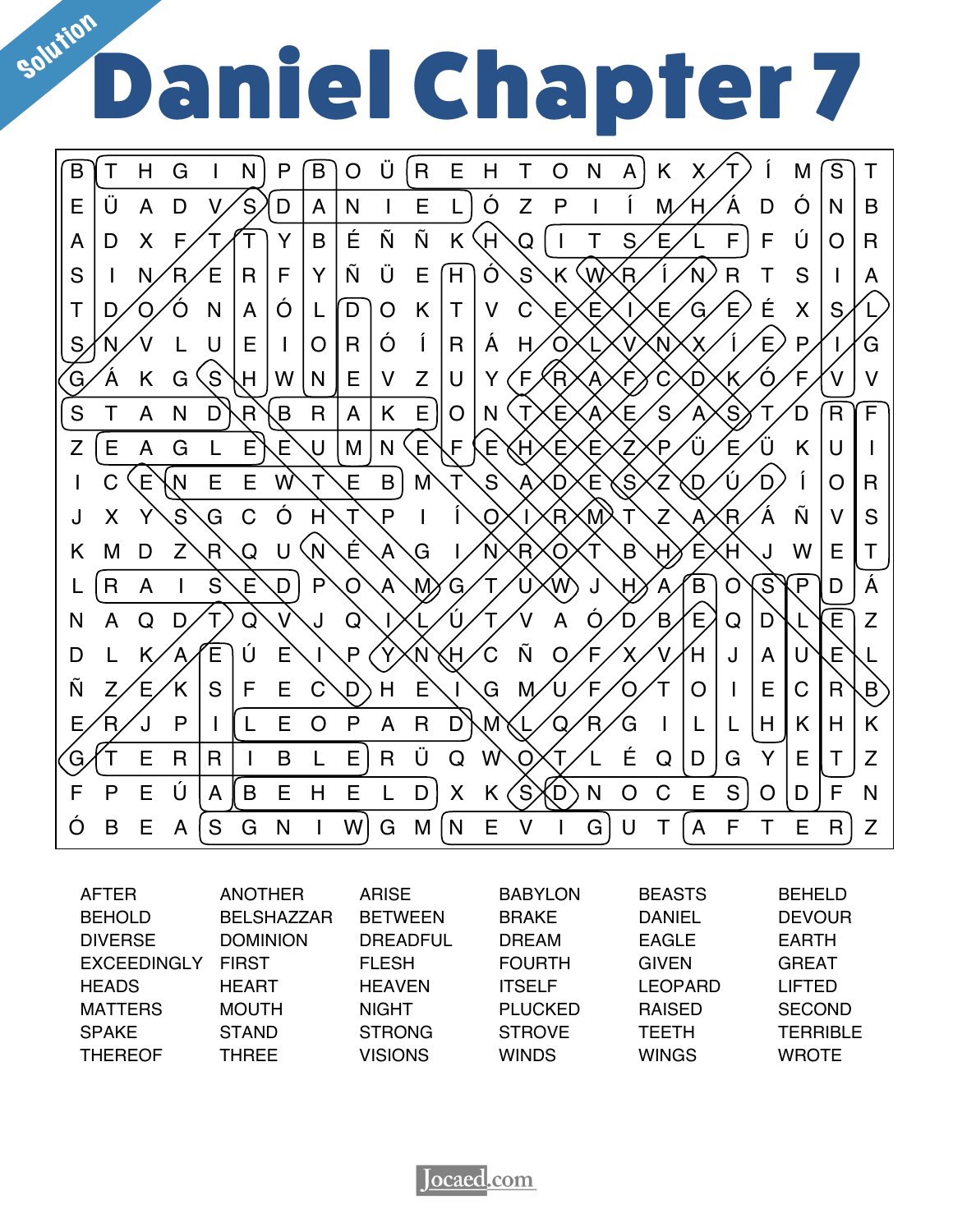Solution

# Daniel Chapter 7

| | | | | | | | | | | | | | | | | | | | | | | | |
|---|---|---|---|---|---|---|---|---|---|---|---|---|---|---|---|---|---|---|---|---|---|---|---|
| B | T | H | G | I | N | P | B | O | Ü | R | E | H | T | O | N | A | K | X | T | Í | M | S | T |
| E | Ü | A | D | V | S | D | A | N | I | E | L | Ó | Z | P | I | Í | M | H | Á | D | Ó | N | B |
| A | D | X | F | T | T | Y | B | É | Ñ | Ñ | K | H | Q | I | T | S | E | L | F | F | Ú | O | R |
| S | I | N | R | E | R | F | Y | Ñ | Ü | E | H | Ó | S | K | W | R | Í | N | R | T | S | I | A |
| T | D | O | Ó | N | A | Ó | L | D | O | K | T | V | C | E | E | I | E | G | E | É | X | S | L |
| S | N | V | L | U | E | I | O | R | Ó | Í | R | Á | H | O | L | V | N | X | Í | E | P | I | G |
| G | Á | K | G | S | H | W | N | E | V | Z | U | Y | F | R | A | F | C | D | K | Ó | F | V | V |
| S | T | A | N | D | R | B | R | A | K | E | O | N | T | E | A | E | S | A | S | T | D | R | F |
| Z | E | A | G | L | E | E | U | M | N | E | F | E | H | E | E | Z | P | Ü | E | Ü | K | U | I |
| I | C | E | N | E | E | W | T | E | B | M | T | S | A | D | E | S | Z | D | Ú | D | Í | O | R |
| J | X | Y | S | G | C | Ó | H | T | P | I | Í | O | I | R | M | T | Z | A | R | Á | Ñ | V | S |
| K | M | D | Z | R | Q | U | N | É | A | G | I | N | R | O | T | B | H | E | H | J | W | E | T |
| L | R | A | I | S | E | D | P | O | A | M | G | T | U | W | J | H | A | B | O | S | P | D | Á |
| N | A | Q | D | T | Q | V | J | Q | I | L | Ú | T | V | A | Ó | D | B | E | Q | D | L | E | Z |
| D | L | K | A | E | Ú | E | I | P | Y | N | H | C | Ñ | O | F | X | V | H | J | A | U | E | L |
| Ñ | Z | E | K | S | F | E | C | D | H | E | I | G | M | U | F | O | T | O | I | E | C | R | B |
| E | R | J | P | I | L | E | O | P | A | R | D | M | L | Q | R | G | I | L | L | H | K | H | K |
| G | T | E | R | R | I | B | L | E | R | Ü | Q | W | O | T | L | É | Q | D | G | Y | E | T | Z |
| F | P | E | Ú | A | B | E | H | E | L | D | X | K | S | D | N | O | C | E | S | O | D | F | N |
| Ó | B | E | A | S | G | N | I | W | G | M | N | E | V | I | G | U | T | A | F | T | E | R | Z |

| | | | | | |
|---|---|---|---|---|---|
| AFTER | ANOTHER | ARISE | BABYLON | BEASTS | BEHELD |
| BEHOLD | BELSHAZZAR | BETWEEN | BRAKE | DANIEL | DEVOUR |
| DIVERSE | DOMINION | DREADFUL | DREAM | EAGLE | EARTH |
| EXCEEDINGLY | FIRST | FLESH | FOURTH | GIVEN | GREAT |
| HEADS | HEART | HEAVEN | ITSELF | LEOPARD | LIFTED |
| MATTERS | MOUTH | NIGHT | PLUCKED | RAISED | SECOND |
| SPAKE | STAND | STRONG | STROVE | TEETH | TERRIBLE |
| THEREOF | THREE | VISIONS | WINDS | WINGS | WROTE |

Jocaed.com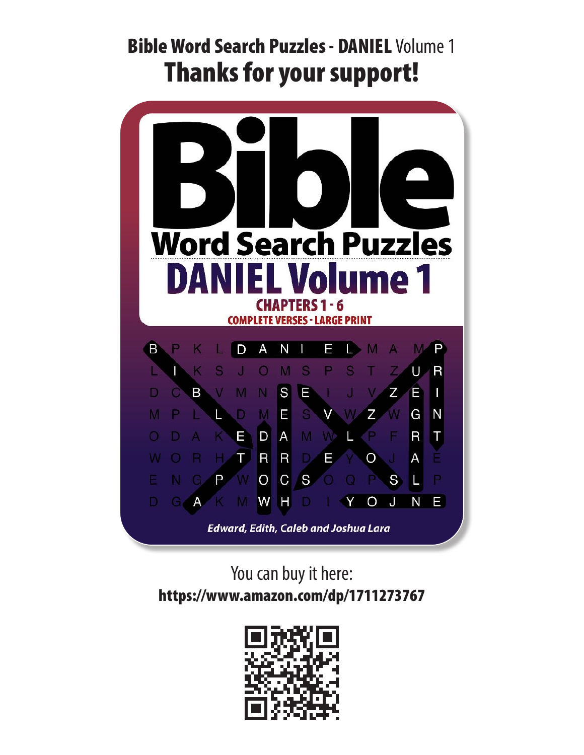# Bible Word Search Puzzles - DANIEL Volume 1

## Thanks for your support!

Bible

Word Search Puzzles

DANIEL Volume 1

CHAPTERS 1 - 6

COMPLETE VERSES - LARGE PRINT

*Edward, Edith, Caleb and Joshua Lara*

You can buy it here:

**https://www.amazon.com/dp/1711273767**